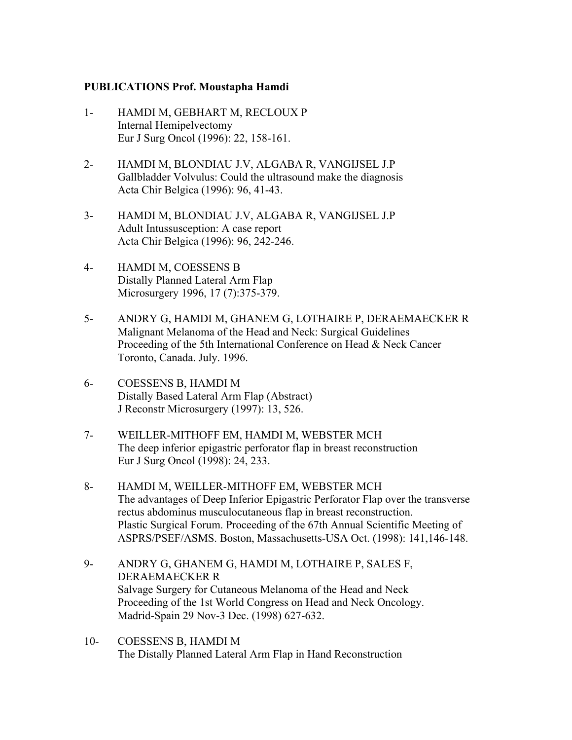**PUBLICATIONS Prof. Moustapha Hamdi**

1- HAMDI M, GEBHART M, RECLOUX P
Internal Hemipelvectomy
Eur J Surg Oncol (1996): 22, 158-161.

2- HAMDI M, BLONDIAU J.V, ALGABA R, VANGIJSEL J.P
Gallbladder Volvulus: Could the ultrasound make the diagnosis
Acta Chir Belgica (1996): 96, 41-43.

3- HAMDI M, BLONDIAU J.V, ALGABA R, VANGIJSEL J.P
Adult Intussusception: A case report
Acta Chir Belgica (1996): 96, 242-246.

4- HAMDI M, COESSENS B
Distally Planned Lateral Arm Flap
Microsurgery 1996, 17 (7):375-379.

5- ANDRY G, HAMDI M, GHANEM G, LOTHAIRE P, DERAEMAECKER R
Malignant Melanoma of the Head and Neck: Surgical Guidelines
Proceeding of the 5th International Conference on Head & Neck Cancer
Toronto, Canada. July. 1996.

6- COESSENS B, HAMDI M
Distally Based Lateral Arm Flap (Abstract)
J Reconstr Microsurgery (1997): 13, 526.

7- WEILLER-MITHOFF EM, HAMDI M, WEBSTER MCH
The deep inferior epigastric perforator flap in breast reconstruction
Eur J Surg Oncol (1998): 24, 233.

8- HAMDI M, WEILLER-MITHOFF EM, WEBSTER MCH
The advantages of Deep Inferior Epigastric Perforator Flap over the transverse rectus abdominus musculocutaneous flap in breast reconstruction.
Plastic Surgical Forum. Proceeding of the 67th Annual Scientific Meeting of ASPRS/PSEF/ASMS. Boston, Massachusetts-USA Oct. (1998): 141,146-148.

9- ANDRY G, GHANEM G, HAMDI M, LOTHAIRE P, SALES F, DERAEMAECKER R
Salvage Surgery for Cutaneous Melanoma of the Head and Neck
Proceeding of the 1st World Congress on Head and Neck Oncology.
Madrid-Spain 29 Nov-3 Dec. (1998) 627-632.

10- COESSENS B, HAMDI M
The Distally Planned Lateral Arm Flap in Hand Reconstruction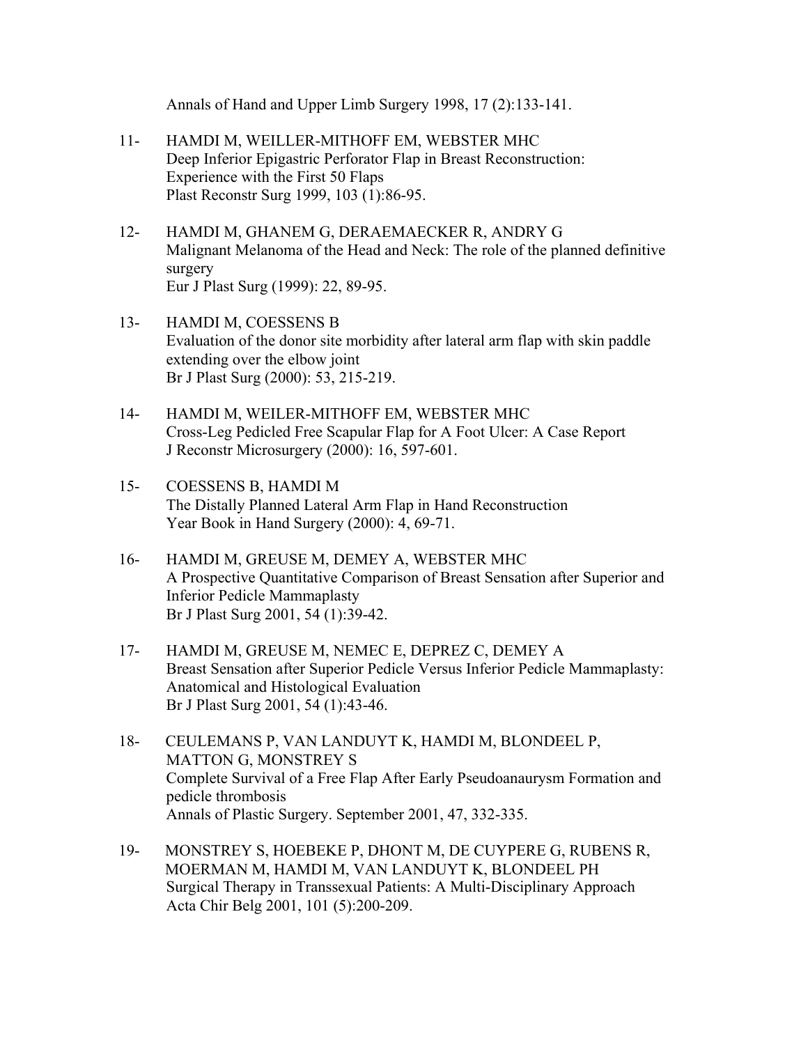Annals of Hand and Upper Limb Surgery 1998, 17 (2):133-141.

11- HAMDI M, WEILLER-MITHOFF EM, WEBSTER MHC
Deep Inferior Epigastric Perforator Flap in Breast Reconstruction: Experience with the First 50 Flaps
Plast Reconstr Surg 1999, 103 (1):86-95.

12- HAMDI M, GHANEM G, DERAEMAECKER R, ANDRY G
Malignant Melanoma of the Head and Neck: The role of the planned definitive surgery
Eur J Plast Surg (1999): 22, 89-95.

13- HAMDI M, COESSENS B
Evaluation of the donor site morbidity after lateral arm flap with skin paddle extending over the elbow joint
Br J Plast Surg (2000): 53, 215-219.

14- HAMDI M, WEILER-MITHOFF EM, WEBSTER MHC
Cross-Leg Pedicled Free Scapular Flap for A Foot Ulcer: A Case Report
J Reconstr Microsurgery (2000): 16, 597-601.

15- COESSENS B, HAMDI M
The Distally Planned Lateral Arm Flap in Hand Reconstruction
Year Book in Hand Surgery (2000): 4, 69-71.

16- HAMDI M, GREUSE M, DEMEY A, WEBSTER MHC
A Prospective Quantitative Comparison of Breast Sensation after Superior and Inferior Pedicle Mammaplasty
Br J Plast Surg 2001, 54 (1):39-42.

17- HAMDI M, GREUSE M, NEMEC E, DEPREZ C, DEMEY A
Breast Sensation after Superior Pedicle Versus Inferior Pedicle Mammaplasty: Anatomical and Histological Evaluation
Br J Plast Surg 2001, 54 (1):43-46.

18- CEULEMANS P, VAN LANDUYT K, HAMDI M, BLONDEEL P, MATTON G, MONSTREY S
Complete Survival of a Free Flap After Early Pseudoanaurysm Formation and pedicle thrombosis
Annals of Plastic Surgery. September 2001, 47, 332-335.

19- MONSTREY S, HOEBEKE P, DHONT M, DE CUYPERE G, RUBENS R, MOERMAN M, HAMDI M, VAN LANDUYT K, BLONDEEL PH
Surgical Therapy in Transsexual Patients: A Multi-Disciplinary Approach
Acta Chir Belg 2001, 101 (5):200-209.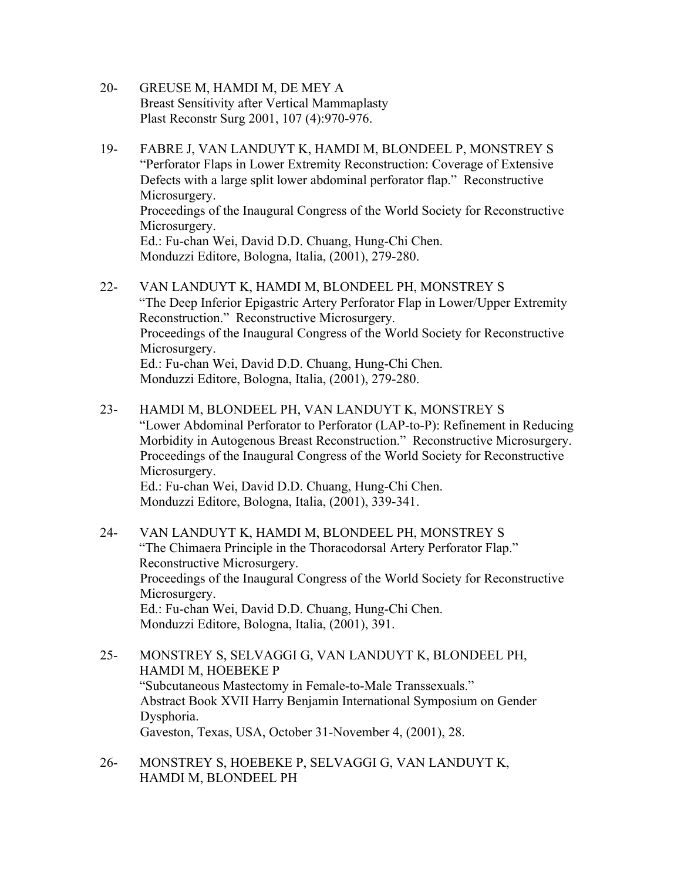20- GREUSE M, HAMDI M, DE MEY A
Breast Sensitivity after Vertical Mammaplasty
Plast Reconstr Surg 2001, 107 (4):970-976.

19- FABRE J, VAN LANDUYT K, HAMDI M, BLONDEEL P, MONSTREY S
"Perforator Flaps in Lower Extremity Reconstruction: Coverage of Extensive Defects with a large split lower abdominal perforator flap." Reconstructive Microsurgery.
Proceedings of the Inaugural Congress of the World Society for Reconstructive Microsurgery.
Ed.: Fu-chan Wei, David D.D. Chuang, Hung-Chi Chen.
Monduzzi Editore, Bologna, Italia, (2001), 279-280.

22- VAN LANDUYT K, HAMDI M, BLONDEEL PH, MONSTREY S
"The Deep Inferior Epigastric Artery Perforator Flap in Lower/Upper Extremity Reconstruction." Reconstructive Microsurgery.
Proceedings of the Inaugural Congress of the World Society for Reconstructive Microsurgery.
Ed.: Fu-chan Wei, David D.D. Chuang, Hung-Chi Chen.
Monduzzi Editore, Bologna, Italia, (2001), 279-280.

23- HAMDI M, BLONDEEL PH, VAN LANDUYT K, MONSTREY S
"Lower Abdominal Perforator to Perforator (LAP-to-P): Refinement in Reducing Morbidity in Autogenous Breast Reconstruction." Reconstructive Microsurgery.
Proceedings of the Inaugural Congress of the World Society for Reconstructive Microsurgery.
Ed.: Fu-chan Wei, David D.D. Chuang, Hung-Chi Chen.
Monduzzi Editore, Bologna, Italia, (2001), 339-341.

24- VAN LANDUYT K, HAMDI M, BLONDEEL PH, MONSTREY S
"The Chimaera Principle in the Thoracodorsal Artery Perforator Flap." Reconstructive Microsurgery.
Proceedings of the Inaugural Congress of the World Society for Reconstructive Microsurgery.
Ed.: Fu-chan Wei, David D.D. Chuang, Hung-Chi Chen.
Monduzzi Editore, Bologna, Italia, (2001), 391.

25- MONSTREY S, SELVAGGI G, VAN LANDUYT K, BLONDEEL PH, HAMDI M, HOEBEKE P
"Subcutaneous Mastectomy in Female-to-Male Transsexuals."
Abstract Book XVII Harry Benjamin International Symposium on Gender Dysphoria.
Gaveston, Texas, USA, October 31-November 4, (2001), 28.

26- MONSTREY S, HOEBEKE P, SELVAGGI G, VAN LANDUYT K, HAMDI M, BLONDEEL PH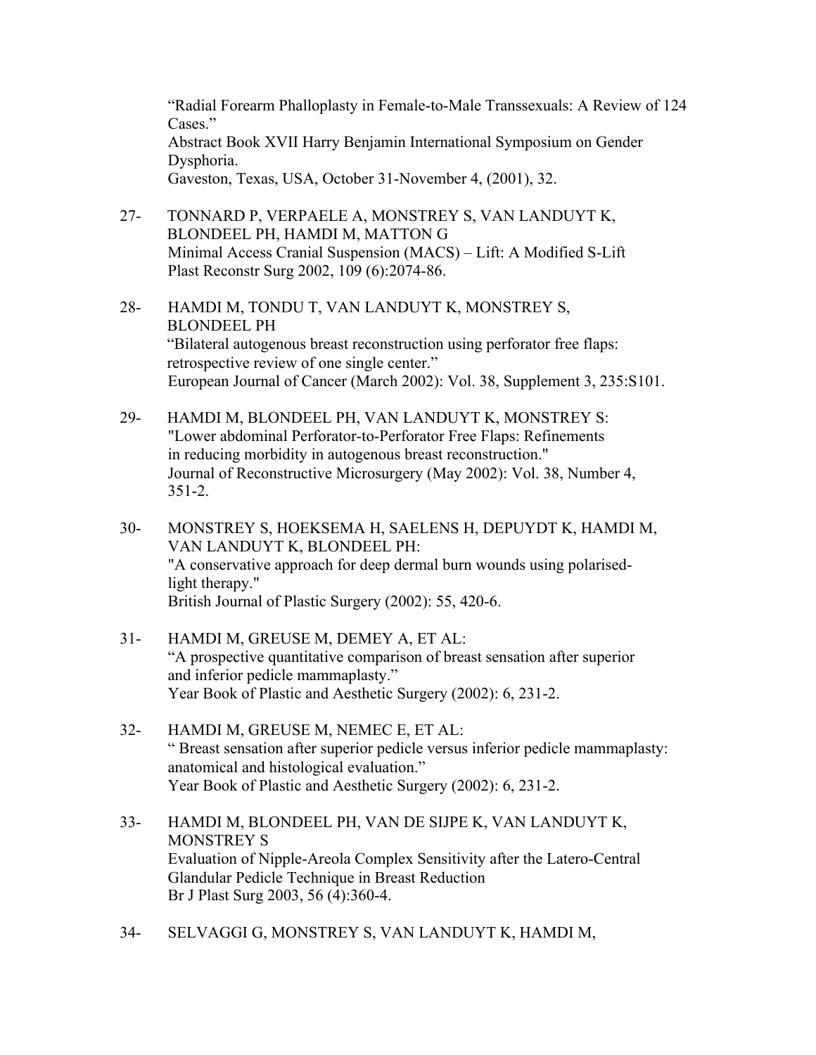"Radial Forearm Phalloplasty in Female-to-Male Transsexuals: A Review of 124 Cases."
Abstract Book XVII Harry Benjamin International Symposium on Gender Dysphoria.
Gaveston, Texas, USA, October 31-November 4, (2001), 32.

27- TONNARD P, VERPAELE A, MONSTREY S, VAN LANDUYT K, BLONDEEL PH, HAMDI M, MATTON G
Minimal Access Cranial Suspension (MACS) – Lift: A Modified S-Lift
Plast Reconstr Surg 2002, 109 (6):2074-86.

28- HAMDI M, TONDU T, VAN LANDUYT K, MONSTREY S, BLONDEEL PH
"Bilateral autogenous breast reconstruction using perforator free flaps: retrospective review of one single center."
European Journal of Cancer (March 2002): Vol. 38, Supplement 3, 235:S101.

29- HAMDI M, BLONDEEL PH, VAN LANDUYT K, MONSTREY S:
"Lower abdominal Perforator-to-Perforator Free Flaps: Refinements in reducing morbidity in autogenous breast reconstruction."
Journal of Reconstructive Microsurgery (May 2002): Vol. 38, Number 4, 351-2.

30- MONSTREY S, HOEKSEMA H, SAELENS H, DEPUYDT K, HAMDI M, VAN LANDUYT K, BLONDEEL PH:
"A conservative approach for deep dermal burn wounds using polarised-light therapy."
British Journal of Plastic Surgery (2002): 55, 420-6.

31- HAMDI M, GREUSE M, DEMEY A, ET AL:
"A prospective quantitative comparison of breast sensation after superior and inferior pedicle mammaplasty."
Year Book of Plastic and Aesthetic Surgery (2002): 6, 231-2.

32- HAMDI M, GREUSE M, NEMEC E, ET AL:
" Breast sensation after superior pedicle versus inferior pedicle mammaplasty: anatomical and histological evaluation."
Year Book of Plastic and Aesthetic Surgery (2002): 6, 231-2.

33- HAMDI M, BLONDEEL PH, VAN DE SIJPE K, VAN LANDUYT K, MONSTREY S
Evaluation of Nipple-Areola Complex Sensitivity after the Latero-Central Glandular Pedicle Technique in Breast Reduction
Br J Plast Surg 2003, 56 (4):360-4.

34- SELVAGGI G, MONSTREY S, VAN LANDUYT K, HAMDI M,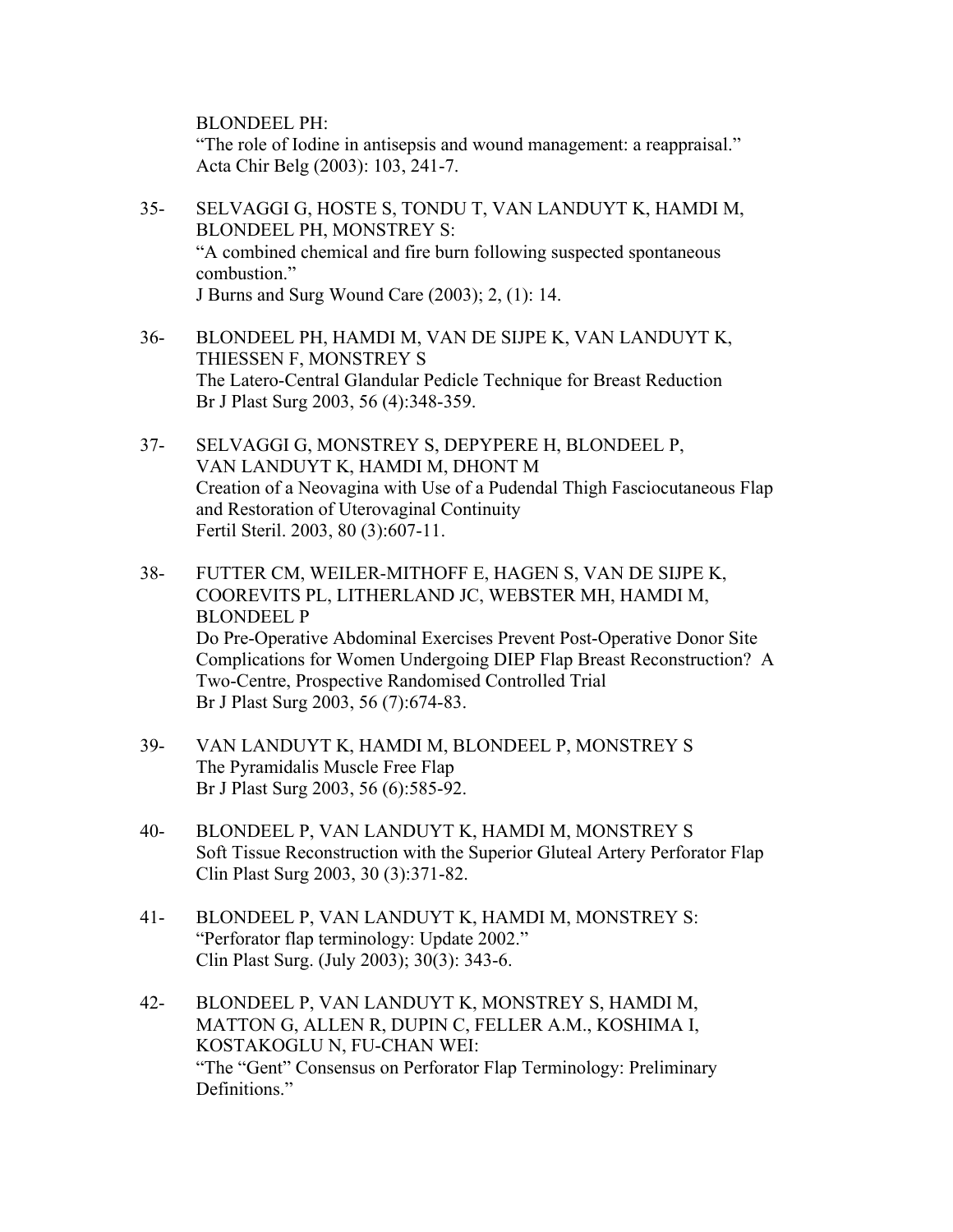BLONDEEL PH:
"The role of Iodine in antisepsis and wound management: a reappraisal."
Acta Chir Belg (2003): 103, 241-7.

35- SELVAGGI G, HOSTE S, TONDU T, VAN LANDUYT K, HAMDI M, BLONDEEL PH, MONSTREY S:
"A combined chemical and fire burn following suspected spontaneous combustion."
J Burns and Surg Wound Care (2003); 2, (1): 14.

36- BLONDEEL PH, HAMDI M, VAN DE SIJPE K, VAN LANDUYT K, THIESSEN F, MONSTREY S
The Latero-Central Glandular Pedicle Technique for Breast Reduction
Br J Plast Surg 2003, 56 (4):348-359.

37- SELVAGGI G, MONSTREY S, DEPYPERE H, BLONDEEL P, VAN LANDUYT K, HAMDI M, DHONT M
Creation of a Neovagina with Use of a Pudendal Thigh Fasciocutaneous Flap and Restoration of Uterovaginal Continuity
Fertil Steril. 2003, 80 (3):607-11.

38- FUTTER CM, WEILER-MITHOFF E, HAGEN S, VAN DE SIJPE K, COOREVITS PL, LITHERLAND JC, WEBSTER MH, HAMDI M, BLONDEEL P
Do Pre-Operative Abdominal Exercises Prevent Post-Operative Donor Site Complications for Women Undergoing DIEP Flap Breast Reconstruction? A Two-Centre, Prospective Randomised Controlled Trial
Br J Plast Surg 2003, 56 (7):674-83.

39- VAN LANDUYT K, HAMDI M, BLONDEEL P, MONSTREY S
The Pyramidalis Muscle Free Flap
Br J Plast Surg 2003, 56 (6):585-92.

40- BLONDEEL P, VAN LANDUYT K, HAMDI M, MONSTREY S
Soft Tissue Reconstruction with the Superior Gluteal Artery Perforator Flap
Clin Plast Surg 2003, 30 (3):371-82.

41- BLONDEEL P, VAN LANDUYT K, HAMDI M, MONSTREY S:
"Perforator flap terminology: Update 2002."
Clin Plast Surg. (July 2003); 30(3): 343-6.

42- BLONDEEL P, VAN LANDUYT K, MONSTREY S, HAMDI M, MATTON G, ALLEN R, DUPIN C, FELLER A.M., KOSHIMA I, KOSTAKOGLU N, FU-CHAN WEI:
"The "Gent" Consensus on Perforator Flap Terminology: Preliminary Definitions."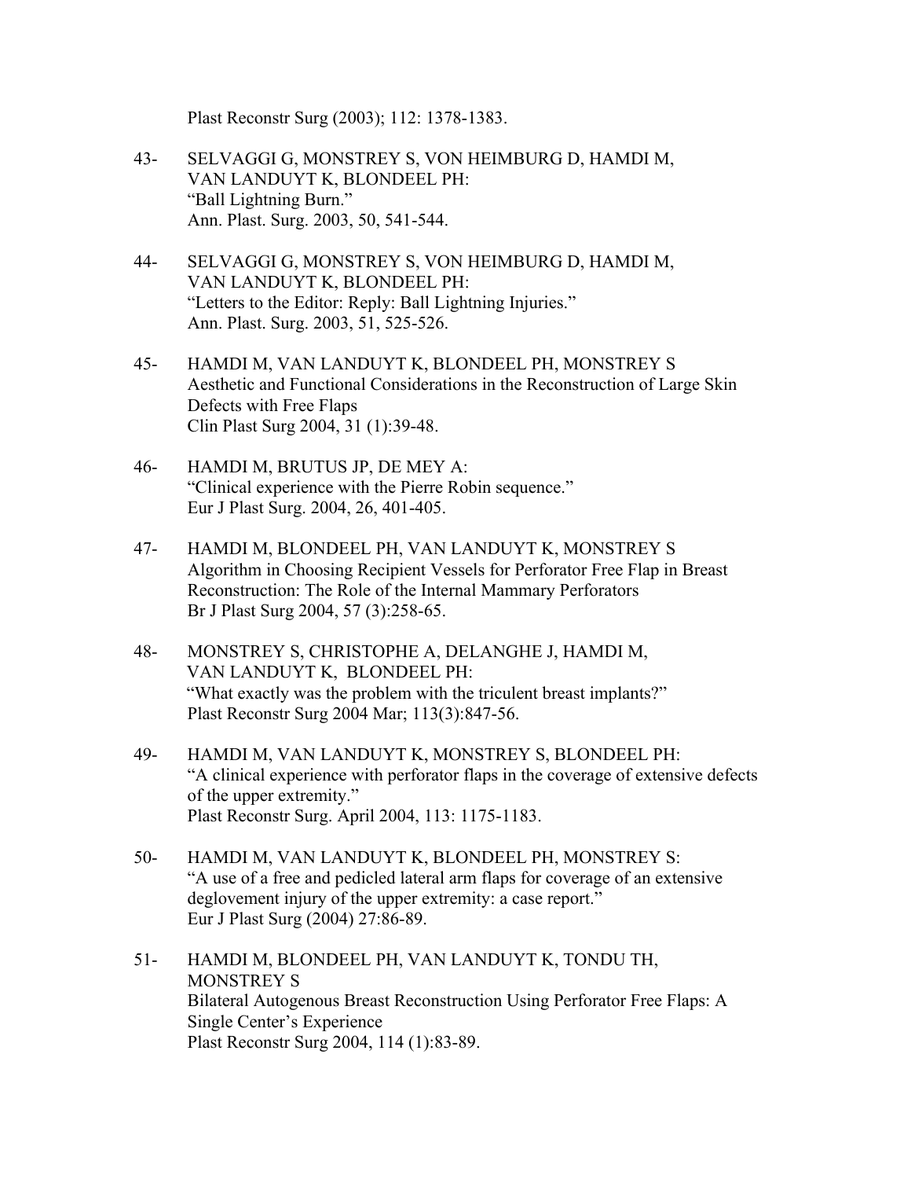Plast Reconstr Surg (2003); 112: 1378-1383.

43- SELVAGGI G, MONSTREY S, VON HEIMBURG D, HAMDI M, VAN LANDUYT K, BLONDEEL PH:
"Ball Lightning Burn."
Ann. Plast. Surg. 2003, 50, 541-544.

44- SELVAGGI G, MONSTREY S, VON HEIMBURG D, HAMDI M, VAN LANDUYT K, BLONDEEL PH:
"Letters to the Editor: Reply: Ball Lightning Injuries."
Ann. Plast. Surg. 2003, 51, 525-526.

45- HAMDI M, VAN LANDUYT K, BLONDEEL PH, MONSTREY S
Aesthetic and Functional Considerations in the Reconstruction of Large Skin Defects with Free Flaps
Clin Plast Surg 2004, 31 (1):39-48.

46- HAMDI M, BRUTUS JP, DE MEY A:
"Clinical experience with the Pierre Robin sequence."
Eur J Plast Surg. 2004, 26, 401-405.

47- HAMDI M, BLONDEEL PH, VAN LANDUYT K, MONSTREY S
Algorithm in Choosing Recipient Vessels for Perforator Free Flap in Breast Reconstruction: The Role of the Internal Mammary Perforators
Br J Plast Surg 2004, 57 (3):258-65.

48- MONSTREY S, CHRISTOPHE A, DELANGHE J, HAMDI M, VAN LANDUYT K, BLONDEEL PH:
"What exactly was the problem with the triculent breast implants?"
Plast Reconstr Surg 2004 Mar; 113(3):847-56.

49- HAMDI M, VAN LANDUYT K, MONSTREY S, BLONDEEL PH:
"A clinical experience with perforator flaps in the coverage of extensive defects of the upper extremity."
Plast Reconstr Surg. April 2004, 113: 1175-1183.

50- HAMDI M, VAN LANDUYT K, BLONDEEL PH, MONSTREY S:
"A use of a free and pedicled lateral arm flaps for coverage of an extensive deglovement injury of the upper extremity: a case report."
Eur J Plast Surg (2004) 27:86-89.

51- HAMDI M, BLONDEEL PH, VAN LANDUYT K, TONDU TH, MONSTREY S
Bilateral Autogenous Breast Reconstruction Using Perforator Free Flaps: A Single Center's Experience
Plast Reconstr Surg 2004, 114 (1):83-89.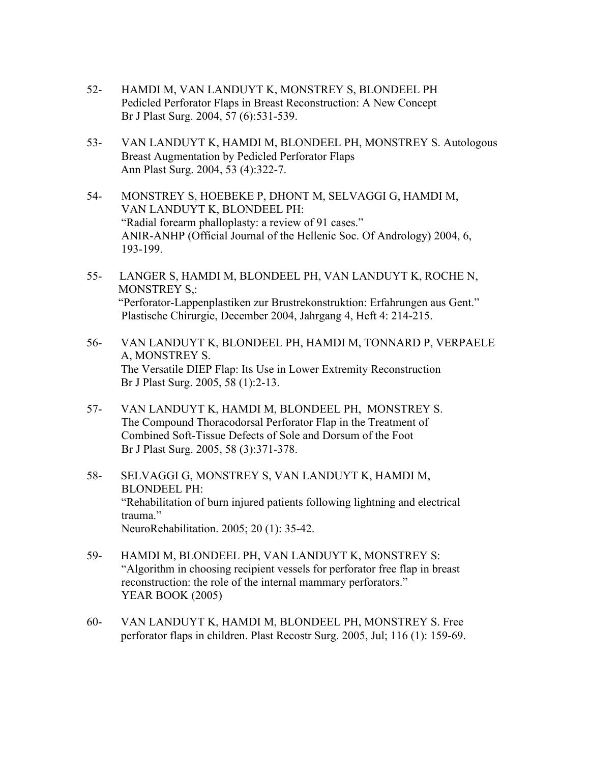52- HAMDI M, VAN LANDUYT K, MONSTREY S, BLONDEEL PH
Pedicled Perforator Flaps in Breast Reconstruction: A New Concept
Br J Plast Surg. 2004, 57 (6):531-539.

53- VAN LANDUYT K, HAMDI M, BLONDEEL PH, MONSTREY S. Autologous Breast Augmentation by Pedicled Perforator Flaps
Ann Plast Surg. 2004, 53 (4):322-7.

54- MONSTREY S, HOEBEKE P, DHONT M, SELVAGGI G, HAMDI M, VAN LANDUYT K, BLONDEEL PH:
"Radial forearm phalloplasty: a review of 91 cases."
ANIR-ANHP (Official Journal of the Hellenic Soc. Of Andrology) 2004, 6, 193-199.

55- LANGER S, HAMDI M, BLONDEEL PH, VAN LANDUYT K, ROCHE N, MONSTREY S,:
"Perforator-Lappenplastiken zur Brustrekonstruktion: Erfahrungen aus Gent."
Plastische Chirurgie, December 2004, Jahrgang 4, Heft 4: 214-215.

56- VAN LANDUYT K, BLONDEEL PH, HAMDI M, TONNARD P, VERPAELE A, MONSTREY S.
The Versatile DIEP Flap: Its Use in Lower Extremity Reconstruction
Br J Plast Surg. 2005, 58 (1):2-13.

57- VAN LANDUYT K, HAMDI M, BLONDEEL PH, MONSTREY S.
The Compound Thoracodorsal Perforator Flap in the Treatment of Combined Soft-Tissue Defects of Sole and Dorsum of the Foot
Br J Plast Surg. 2005, 58 (3):371-378.

58- SELVAGGI G, MONSTREY S, VAN LANDUYT K, HAMDI M, BLONDEEL PH:
"Rehabilitation of burn injured patients following lightning and electrical trauma."
NeuroRehabilitation. 2005; 20 (1): 35-42.

59- HAMDI M, BLONDEEL PH, VAN LANDUYT K, MONSTREY S:
"Algorithm in choosing recipient vessels for perforator free flap in breast reconstruction: the role of the internal mammary perforators."
YEAR BOOK (2005)

60- VAN LANDUYT K, HAMDI M, BLONDEEL PH, MONSTREY S. Free perforator flaps in children. Plast Recostr Surg. 2005, Jul; 116 (1): 159-69.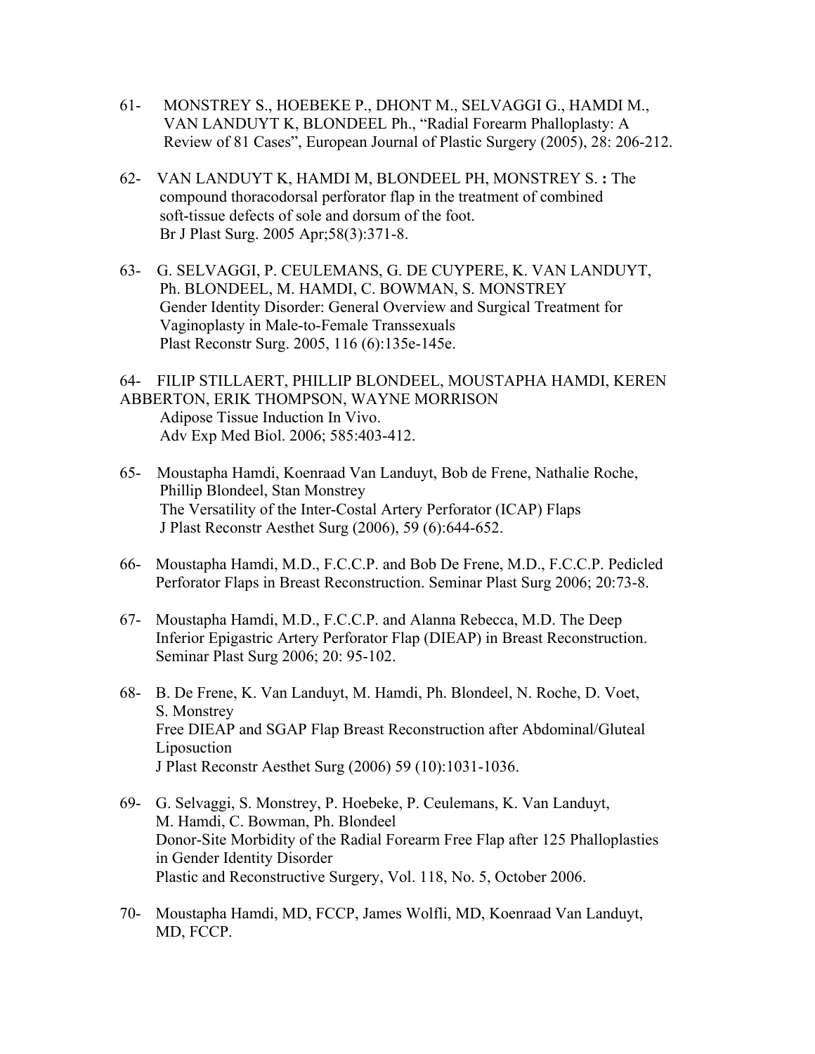61- MONSTREY S., HOEBEKE P., DHONT M., SELVAGGI G., HAMDI M., VAN LANDUYT K, BLONDEEL Ph., "Radial Forearm Phalloplasty: A Review of 81 Cases", European Journal of Plastic Surgery (2005), 28: 206-212.

62- VAN LANDUYT K, HAMDI M, BLONDEEL PH, MONSTREY S. **:** The compound thoracodorsal perforator flap in the treatment of combined soft-tissue defects of sole and dorsum of the foot.
Br J Plast Surg. 2005 Apr;58(3):371-8.

63- G. SELVAGGI, P. CEULEMANS, G. DE CUYPERE, K. VAN LANDUYT, Ph. BLONDEEL, M. HAMDI, C. BOWMAN, S. MONSTREY
Gender Identity Disorder: General Overview and Surgical Treatment for Vaginoplasty in Male-to-Female Transsexuals
Plast Reconstr Surg. 2005, 116 (6):135e-145e.

64- FILIP STILLAERT, PHILLIP BLONDEEL, MOUSTAPHA HAMDI, KEREN ABBERTON, ERIK THOMPSON, WAYNE MORRISON
Adipose Tissue Induction In Vivo.
Adv Exp Med Biol. 2006; 585:403-412.

65- Moustapha Hamdi, Koenraad Van Landuyt, Bob de Frene, Nathalie Roche, Phillip Blondeel, Stan Monstrey
The Versatility of the Inter-Costal Artery Perforator (ICAP) Flaps
J Plast Reconstr Aesthet Surg (2006), 59 (6):644-652.

66- Moustapha Hamdi, M.D., F.C.C.P. and Bob De Frene, M.D., F.C.C.P. Pedicled Perforator Flaps in Breast Reconstruction. Seminar Plast Surg 2006; 20:73-8.

67- Moustapha Hamdi, M.D., F.C.C.P. and Alanna Rebecca, M.D. The Deep Inferior Epigastric Artery Perforator Flap (DIEAP) in Breast Reconstruction. Seminar Plast Surg 2006; 20: 95-102.

68- B. De Frene, K. Van Landuyt, M. Hamdi, Ph. Blondeel, N. Roche, D. Voet, S. Monstrey
Free DIEAP and SGAP Flap Breast Reconstruction after Abdominal/Gluteal Liposuction
J Plast Reconstr Aesthet Surg (2006) 59 (10):1031-1036.

69- G. Selvaggi, S. Monstrey, P. Hoebeke, P. Ceulemans, K. Van Landuyt, M. Hamdi, C. Bowman, Ph. Blondeel
Donor-Site Morbidity of the Radial Forearm Free Flap after 125 Phalloplasties in Gender Identity Disorder
Plastic and Reconstructive Surgery, Vol. 118, No. 5, October 2006.

70- Moustapha Hamdi, MD, FCCP, James Wolfli, MD, Koenraad Van Landuyt, MD, FCCP.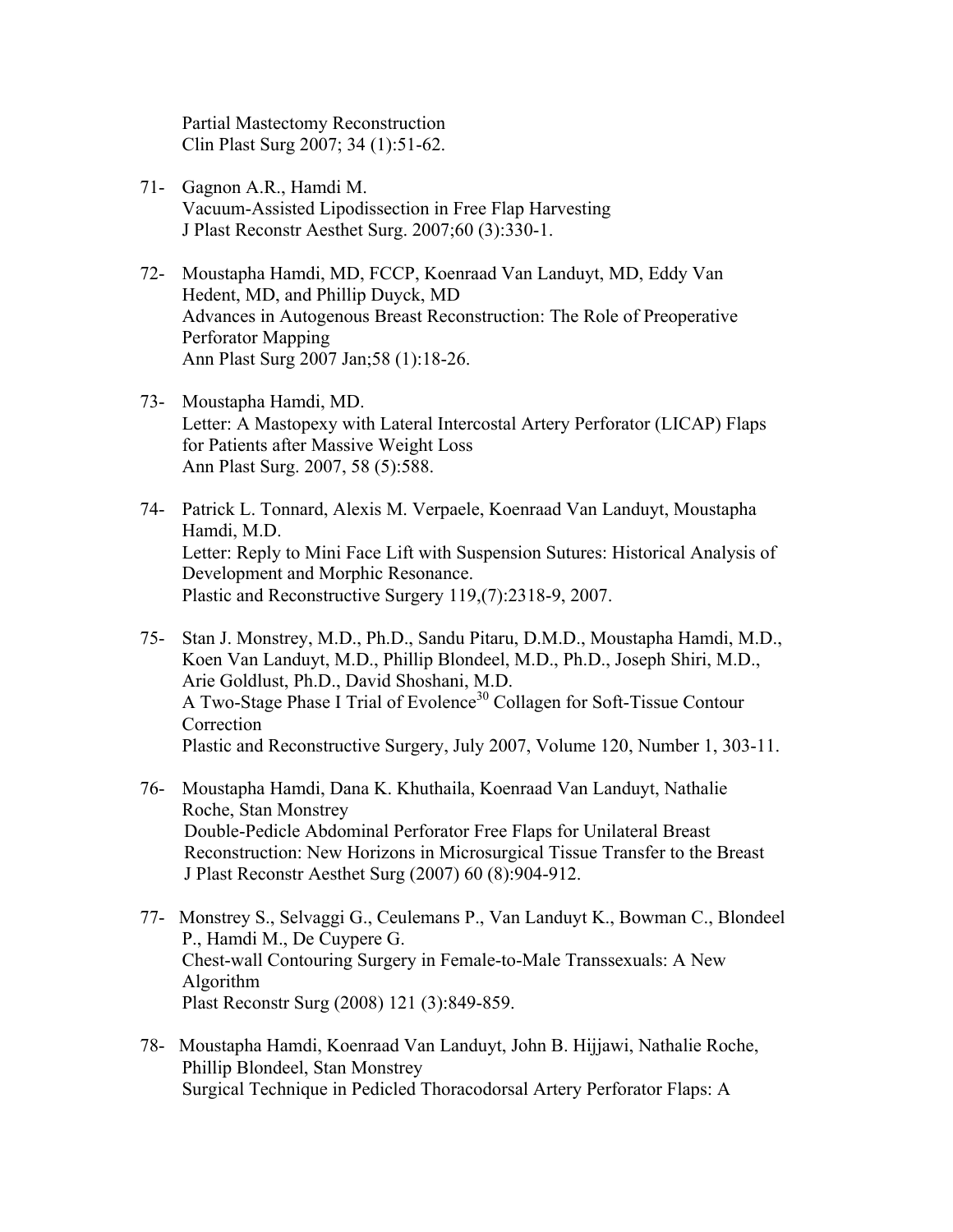Partial Mastectomy Reconstruction
Clin Plast Surg 2007; 34 (1):51-62.

71- Gagnon A.R., Hamdi M.
Vacuum-Assisted Lipodissection in Free Flap Harvesting
J Plast Reconstr Aesthet Surg. 2007;60 (3):330-1.

72- Moustapha Hamdi, MD, FCCP, Koenraad Van Landuyt, MD, Eddy Van Hedent, MD, and Phillip Duyck, MD
Advances in Autogenous Breast Reconstruction: The Role of Preoperative Perforator Mapping
Ann Plast Surg 2007 Jan;58 (1):18-26.

73- Moustapha Hamdi, MD.
Letter: A Mastopexy with Lateral Intercostal Artery Perforator (LICAP) Flaps for Patients after Massive Weight Loss
Ann Plast Surg. 2007, 58 (5):588.

74- Patrick L. Tonnard, Alexis M. Verpaele, Koenraad Van Landuyt, Moustapha Hamdi, M.D.
Letter: Reply to Mini Face Lift with Suspension Sutures: Historical Analysis of Development and Morphic Resonance.
Plastic and Reconstructive Surgery 119,(7):2318-9, 2007.

75- Stan J. Monstrey, M.D., Ph.D., Sandu Pitaru, D.M.D., Moustapha Hamdi, M.D., Koen Van Landuyt, M.D., Phillip Blondeel, M.D., Ph.D., Joseph Shiri, M.D., Arie Goldlust, Ph.D., David Shoshani, M.D.
A Two-Stage Phase I Trial of Evolence[30] Collagen for Soft-Tissue Contour Correction
Plastic and Reconstructive Surgery, July 2007, Volume 120, Number 1, 303-11.

76- Moustapha Hamdi, Dana K. Khuthaila, Koenraad Van Landuyt, Nathalie Roche, Stan Monstrey
Double-Pedicle Abdominal Perforator Free Flaps for Unilateral Breast Reconstruction: New Horizons in Microsurgical Tissue Transfer to the Breast
J Plast Reconstr Aesthet Surg (2007) 60 (8):904-912.

77- Monstrey S., Selvaggi G., Ceulemans P., Van Landuyt K., Bowman C., Blondeel P., Hamdi M., De Cuypere G.
Chest-wall Contouring Surgery in Female-to-Male Transsexuals: A New Algorithm
Plast Reconstr Surg (2008) 121 (3):849-859.

78- Moustapha Hamdi, Koenraad Van Landuyt, John B. Hijjawi, Nathalie Roche, Phillip Blondeel, Stan Monstrey
Surgical Technique in Pedicled Thoracodorsal Artery Perforator Flaps: A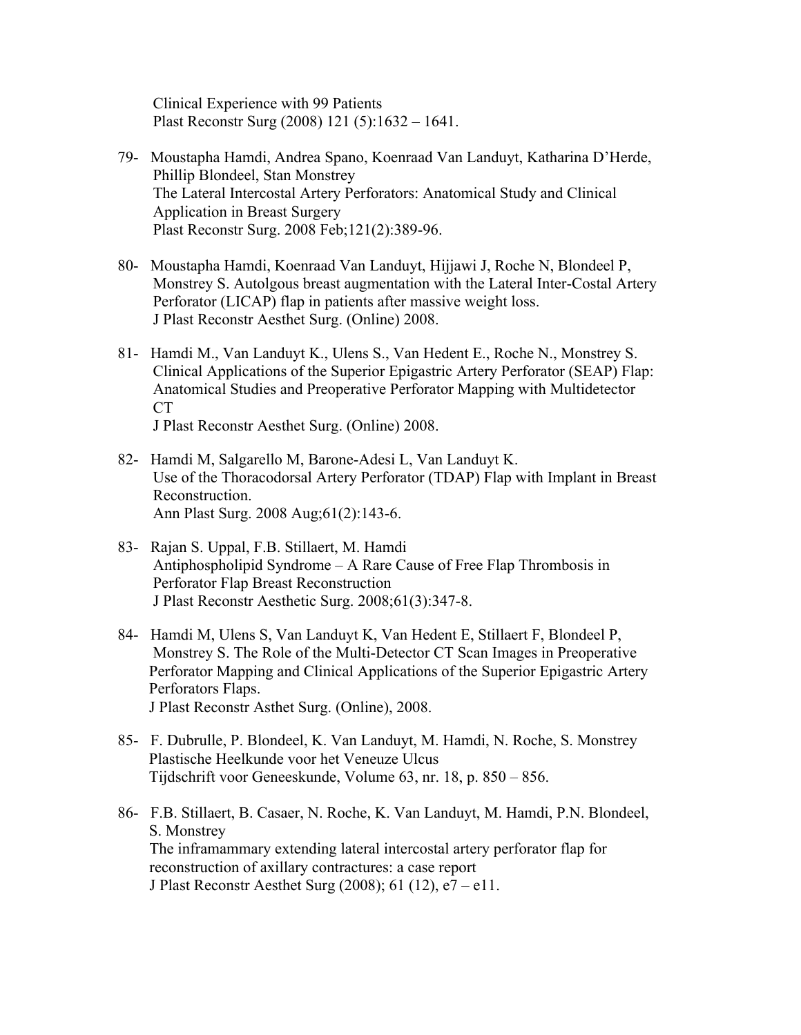Clinical Experience with 99 Patients
Plast Reconstr Surg (2008) 121 (5):1632 – 1641.

79- Moustapha Hamdi, Andrea Spano, Koenraad Van Landuyt, Katharina D'Herde, Phillip Blondeel, Stan Monstrey
The Lateral Intercostal Artery Perforators: Anatomical Study and Clinical Application in Breast Surgery
Plast Reconstr Surg. 2008 Feb;121(2):389-96.

80- Moustapha Hamdi, Koenraad Van Landuyt, Hijjawi J, Roche N, Blondeel P, Monstrey S. Autolgous breast augmentation with the Lateral Inter-Costal Artery Perforator (LICAP) flap in patients after massive weight loss.
J Plast Reconstr Aesthet Surg. (Online) 2008.

81- Hamdi M., Van Landuyt K., Ulens S., Van Hedent E., Roche N., Monstrey S. Clinical Applications of the Superior Epigastric Artery Perforator (SEAP) Flap: Anatomical Studies and Preoperative Perforator Mapping with Multidetector CT
J Plast Reconstr Aesthet Surg. (Online) 2008.

82- Hamdi M, Salgarello M, Barone-Adesi L, Van Landuyt K.
Use of the Thoracodorsal Artery Perforator (TDAP) Flap with Implant in Breast Reconstruction.
Ann Plast Surg. 2008 Aug;61(2):143-6.

83- Rajan S. Uppal, F.B. Stillaert, M. Hamdi
Antiphospholipid Syndrome – A Rare Cause of Free Flap Thrombosis in Perforator Flap Breast Reconstruction
J Plast Reconstr Aesthetic Surg. 2008;61(3):347-8.

84- Hamdi M, Ulens S, Van Landuyt K, Van Hedent E, Stillaert F, Blondeel P, Monstrey S. The Role of the Multi-Detector CT Scan Images in Preoperative Perforator Mapping and Clinical Applications of the Superior Epigastric Artery Perforators Flaps.
J Plast Reconstr Asthet Surg. (Online), 2008.

85- F. Dubrulle, P. Blondeel, K. Van Landuyt, M. Hamdi, N. Roche, S. Monstrey
Plastische Heelkunde voor het Veneuze Ulcus
Tijdschrift voor Geneeskunde, Volume 63, nr. 18, p. 850 – 856.

86- F.B. Stillaert, B. Casaer, N. Roche, K. Van Landuyt, M. Hamdi, P.N. Blondeel, S. Monstrey
The inframammary extending lateral intercostal artery perforator flap for reconstruction of axillary contractures: a case report
J Plast Reconstr Aesthet Surg (2008); 61 (12), e7 – e11.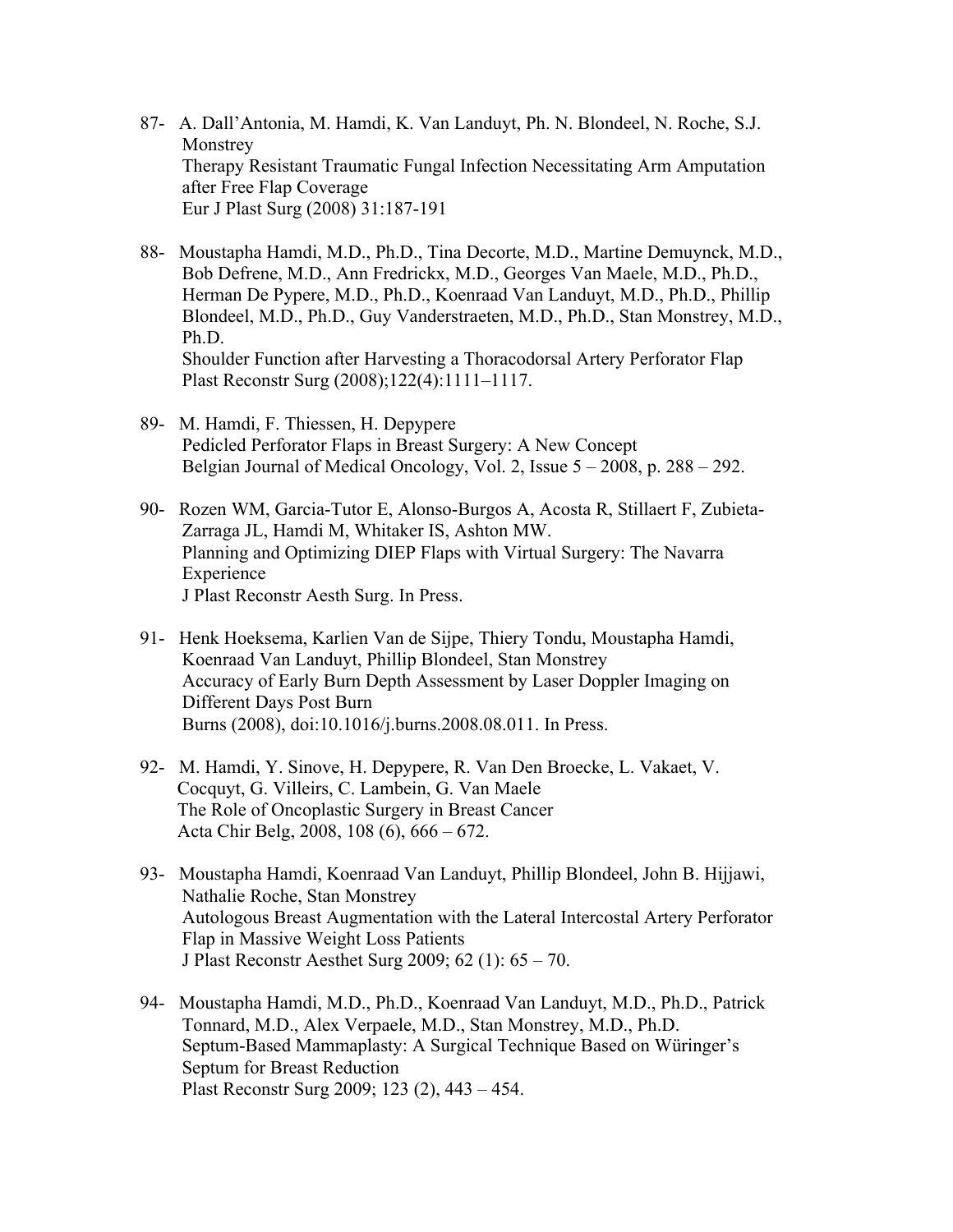87- A. Dall'Antonia, M. Hamdi, K. Van Landuyt, Ph. N. Blondeel, N. Roche, S.J. Monstrey
Therapy Resistant Traumatic Fungal Infection Necessitating Arm Amputation after Free Flap Coverage
Eur J Plast Surg (2008) 31:187-191

88- Moustapha Hamdi, M.D., Ph.D., Tina Decorte, M.D., Martine Demuynck, M.D., Bob Defrene, M.D., Ann Fredrickx, M.D., Georges Van Maele, M.D., Ph.D., Herman De Pypere, M.D., Ph.D., Koenraad Van Landuyt, M.D., Ph.D., Phillip Blondeel, M.D., Ph.D., Guy Vanderstraeten, M.D., Ph.D., Stan Monstrey, M.D., Ph.D.
Shoulder Function after Harvesting a Thoracodorsal Artery Perforator Flap
Plast Reconstr Surg (2008);122(4):1111–1117.

89- M. Hamdi, F. Thiessen, H. Depypere
Pedicled Perforator Flaps in Breast Surgery: A New Concept
Belgian Journal of Medical Oncology, Vol. 2, Issue 5 – 2008, p. 288 – 292.

90- Rozen WM, Garcia-Tutor E, Alonso-Burgos A, Acosta R, Stillaert F, Zubieta-Zarraga JL, Hamdi M, Whitaker IS, Ashton MW.
Planning and Optimizing DIEP Flaps with Virtual Surgery: The Navarra Experience
J Plast Reconstr Aesth Surg. In Press.

91- Henk Hoeksema, Karlien Van de Sijpe, Thiery Tondu, Moustapha Hamdi, Koenraad Van Landuyt, Phillip Blondeel, Stan Monstrey
Accuracy of Early Burn Depth Assessment by Laser Doppler Imaging on Different Days Post Burn
Burns (2008), doi:10.1016/j.burns.2008.08.011. In Press.

92- M. Hamdi, Y. Sinove, H. Depypere, R. Van Den Broecke, L. Vakaet, V. Cocquyt, G. Villeirs, C. Lambein, G. Van Maele
The Role of Oncoplastic Surgery in Breast Cancer
Acta Chir Belg, 2008, 108 (6), 666 – 672.

93- Moustapha Hamdi, Koenraad Van Landuyt, Phillip Blondeel, John B. Hijjawi, Nathalie Roche, Stan Monstrey
Autologous Breast Augmentation with the Lateral Intercostal Artery Perforator Flap in Massive Weight Loss Patients
J Plast Reconstr Aesthet Surg 2009; 62 (1): 65 – 70.

94- Moustapha Hamdi, M.D., Ph.D., Koenraad Van Landuyt, M.D., Ph.D., Patrick Tonnard, M.D., Alex Verpaele, M.D., Stan Monstrey, M.D., Ph.D.
Septum-Based Mammaplasty: A Surgical Technique Based on Würinger's Septum for Breast Reduction
Plast Reconstr Surg 2009; 123 (2), 443 – 454.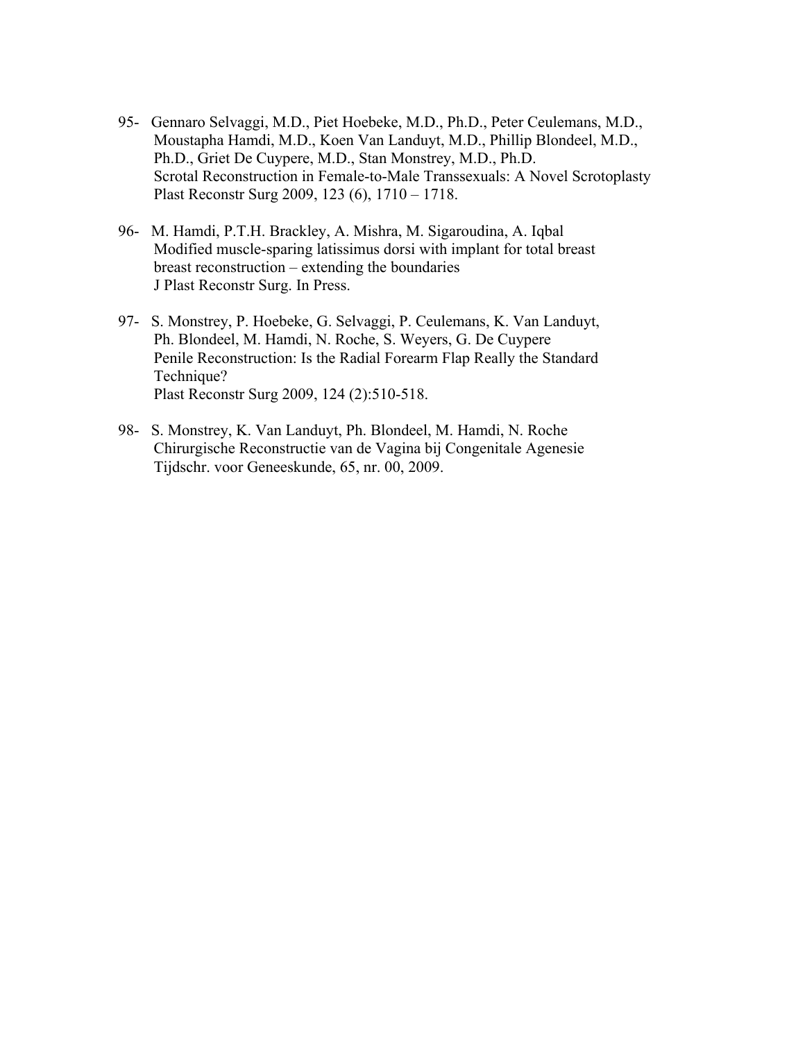95- Gennaro Selvaggi, M.D., Piet Hoebeke, M.D., Ph.D., Peter Ceulemans, M.D., Moustapha Hamdi, M.D., Koen Van Landuyt, M.D., Phillip Blondeel, M.D., Ph.D., Griet De Cuypere, M.D., Stan Monstrey, M.D., Ph.D.
Scrotal Reconstruction in Female-to-Male Transsexuals: A Novel Scrotoplasty
Plast Reconstr Surg 2009, 123 (6), 1710 – 1718.

96- M. Hamdi, P.T.H. Brackley, A. Mishra, M. Sigaroudina, A. Iqbal
Modified muscle-sparing latissimus dorsi with implant for total breast breast reconstruction – extending the boundaries
J Plast Reconstr Surg. In Press.

97- S. Monstrey, P. Hoebeke, G. Selvaggi, P. Ceulemans, K. Van Landuyt, Ph. Blondeel, M. Hamdi, N. Roche, S. Weyers, G. De Cuypere
Penile Reconstruction: Is the Radial Forearm Flap Really the Standard Technique?
Plast Reconstr Surg 2009, 124 (2):510-518.

98- S. Monstrey, K. Van Landuyt, Ph. Blondeel, M. Hamdi, N. Roche
Chirurgische Reconstructie van de Vagina bij Congenitale Agenesie
Tijdschr. voor Geneeskunde, 65, nr. 00, 2009.